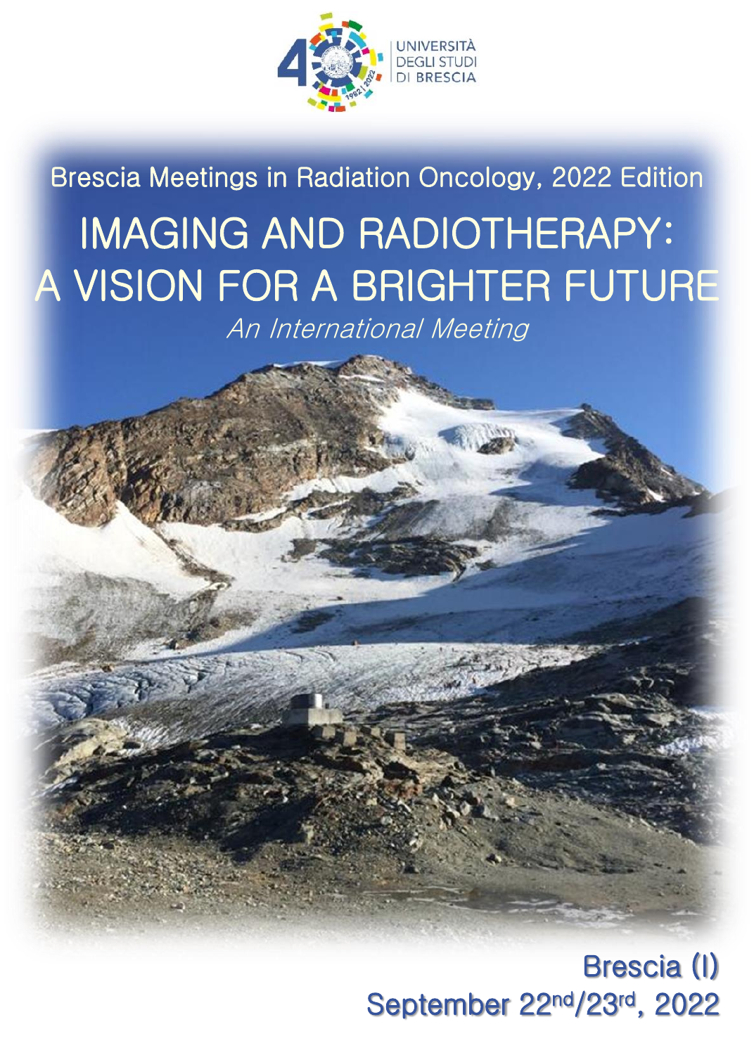UNIVERSITÀ DEGLI STUDI DI BRESCIA

Brescia Meetings in Radiation Oncology, 2022 Edition

# IMAGING AND RADIOTHERAPY: A VISION FOR A BRIGHTER FUTURE

*An International Meeting*

**Brescia (I)**
**September 22nd/23rd, 2022**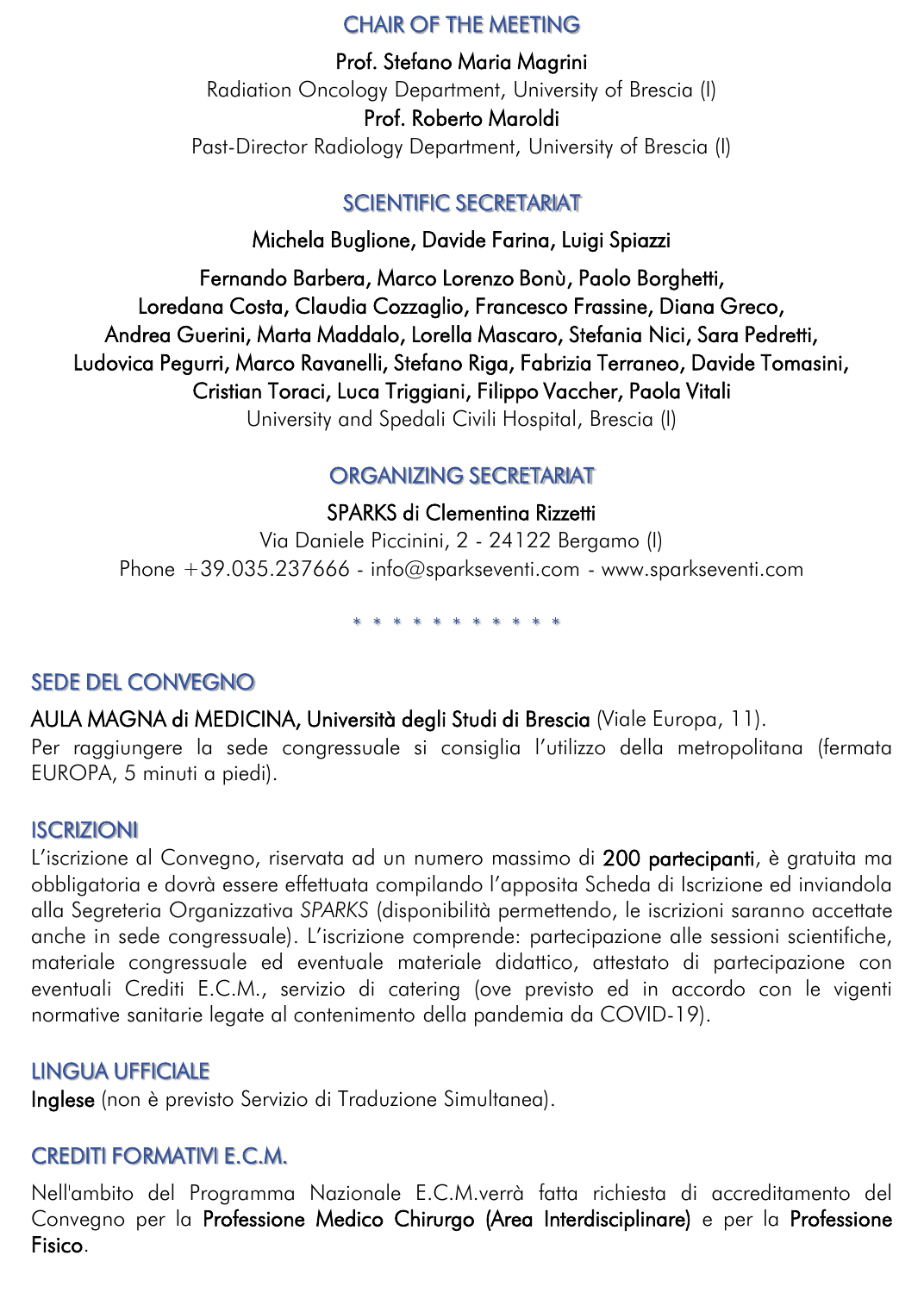## CHAIR OF THE MEETING

**Prof. Stefano Maria Magrini**
Radiation Oncology Department, University of Brescia (I)
**Prof. Roberto Maroldi**
Past-Director Radiology Department, University of Brescia (I)

## SCIENTIFIC SECRETARIAT

**Michela Buglione, Davide Farina, Luigi Spiazzi**

**Fernando Barbera, Marco Lorenzo Bonù, Paolo Borghetti, Loredana Costa, Claudia Cozzaglio, Francesco Frassine, Diana Greco, Andrea Guerini, Marta Maddalo, Lorella Mascaro, Stefania Nici, Sara Pedretti, Ludovica Pegurri, Marco Ravanelli, Stefano Riga, Fabrizia Terraneo, Davide Tomasini, Cristian Toraci, Luca Triggiani, Filippo Vaccher, Paola Vitali**
University and Spedali Civili Hospital, Brescia (I)

## ORGANIZING SECRETARIAT

**SPARKS di Clementina Rizzetti**
Via Daniele Piccinini, 2 - 24122 Bergamo (I)
Phone +39.035.237666 - info@sparkseventi.com - www.sparkseventi.com

* * * * * * * * * * *

## SEDE DEL CONVEGNO

**AULA MAGNA di MEDICINA, Università degli Studi di Brescia** (Viale Europa, 11).
Per raggiungere la sede congressuale si consiglia l'utilizzo della metropolitana (fermata EUROPA, 5 minuti a piedi).

## ISCRIZIONI

L'iscrizione al Convegno, riservata ad un numero massimo di **200 partecipanti**, è gratuita ma obbligatoria e dovrà essere effettuata compilando l'apposita Scheda di Iscrizione ed inviandola alla Segreteria Organizzativa *SPARKS* (disponibilità permettendo, le iscrizioni saranno accettate anche in sede congressuale). L'iscrizione comprende: partecipazione alle sessioni scientifiche, materiale congressuale ed eventuale materiale didattico, attestato di partecipazione con eventuali Crediti E.C.M., servizio di catering (ove previsto ed in accordo con le vigenti normative sanitarie legate al contenimento della pandemia da COVID-19).

## LINGUA UFFICIALE

**Inglese** (non è previsto Servizio di Traduzione Simultanea).

## CREDITI FORMATIVI E.C.M.

Nell'ambito del Programma Nazionale E.C.M.verrà fatta richiesta di accreditamento del Convegno per la **Professione Medico Chirurgo (Area Interdisciplinare)** e per la **Professione Fisico**.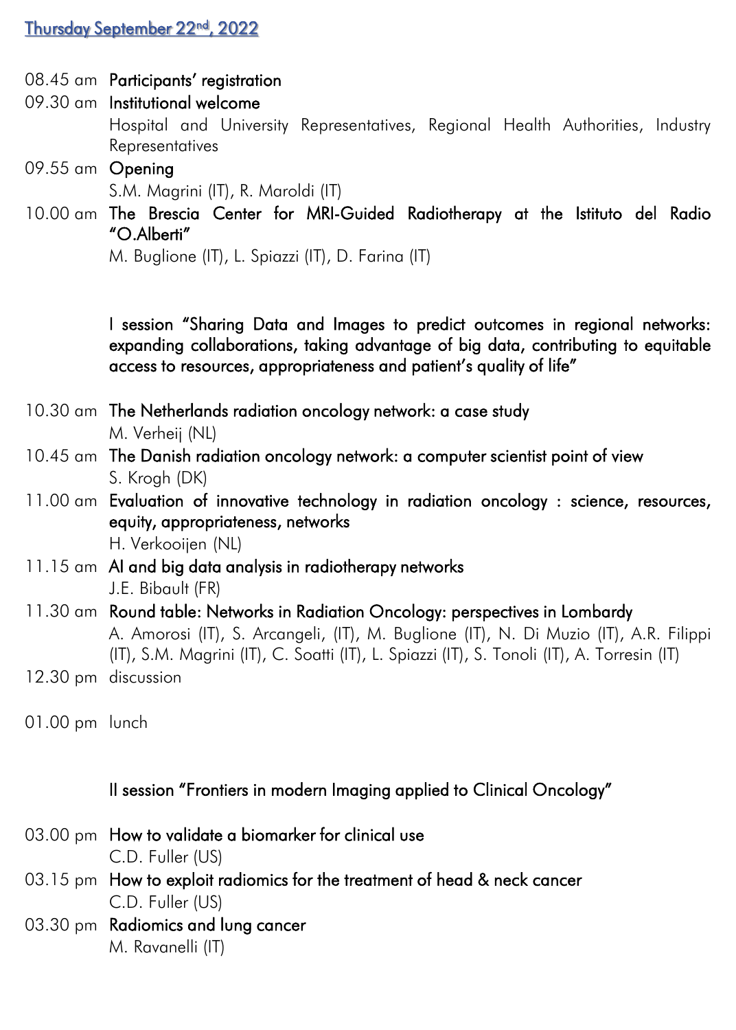## Thursday September 22nd, 2022

08.45 am **Participants' registration**

09.30 am **Institutional welcome**
Hospital and University Representatives, Regional Health Authorities, Industry Representatives

09.55 am **Opening**
S.M. Magrini (IT), R. Maroldi (IT)

10.00 am **The Brescia Center for MRI-Guided Radiotherapy at the Istituto del Radio "O.Alberti"**
M. Buglione (IT), L. Spiazzi (IT), D. Farina (IT)

### I session "Sharing Data and Images to predict outcomes in regional networks: expanding collaborations, taking advantage of big data, contributing to equitable access to resources, appropriateness and patient's quality of life"

10.30 am **The Netherlands radiation oncology network: a case study**
M. Verheij (NL)

10.45 am **The Danish radiation oncology network: a computer scientist point of view**
S. Krogh (DK)

11.00 am **Evaluation of innovative technology in radiation oncology : science, resources, equity, appropriateness, networks**
H. Verkooijen (NL)

11.15 am **AI and big data analysis in radiotherapy networks**
J.E. Bibault (FR)

11.30 am **Round table: Networks in Radiation Oncology: perspectives in Lombardy**
A. Amorosi (IT), S. Arcangeli, (IT), M. Buglione (IT), N. Di Muzio (IT), A.R. Filippi (IT), S.M. Magrini (IT), C. Soatti (IT), L. Spiazzi (IT), S. Tonoli (IT), A. Torresin (IT)

12.30 pm discussion

01.00 pm lunch

### II session "Frontiers in modern Imaging applied to Clinical Oncology"

03.00 pm **How to validate a biomarker for clinical use**
C.D. Fuller (US)

03.15 pm **How to exploit radiomics for the treatment of head & neck cancer**
C.D. Fuller (US)

03.30 pm **Radiomics and lung cancer**
M. Ravanelli (IT)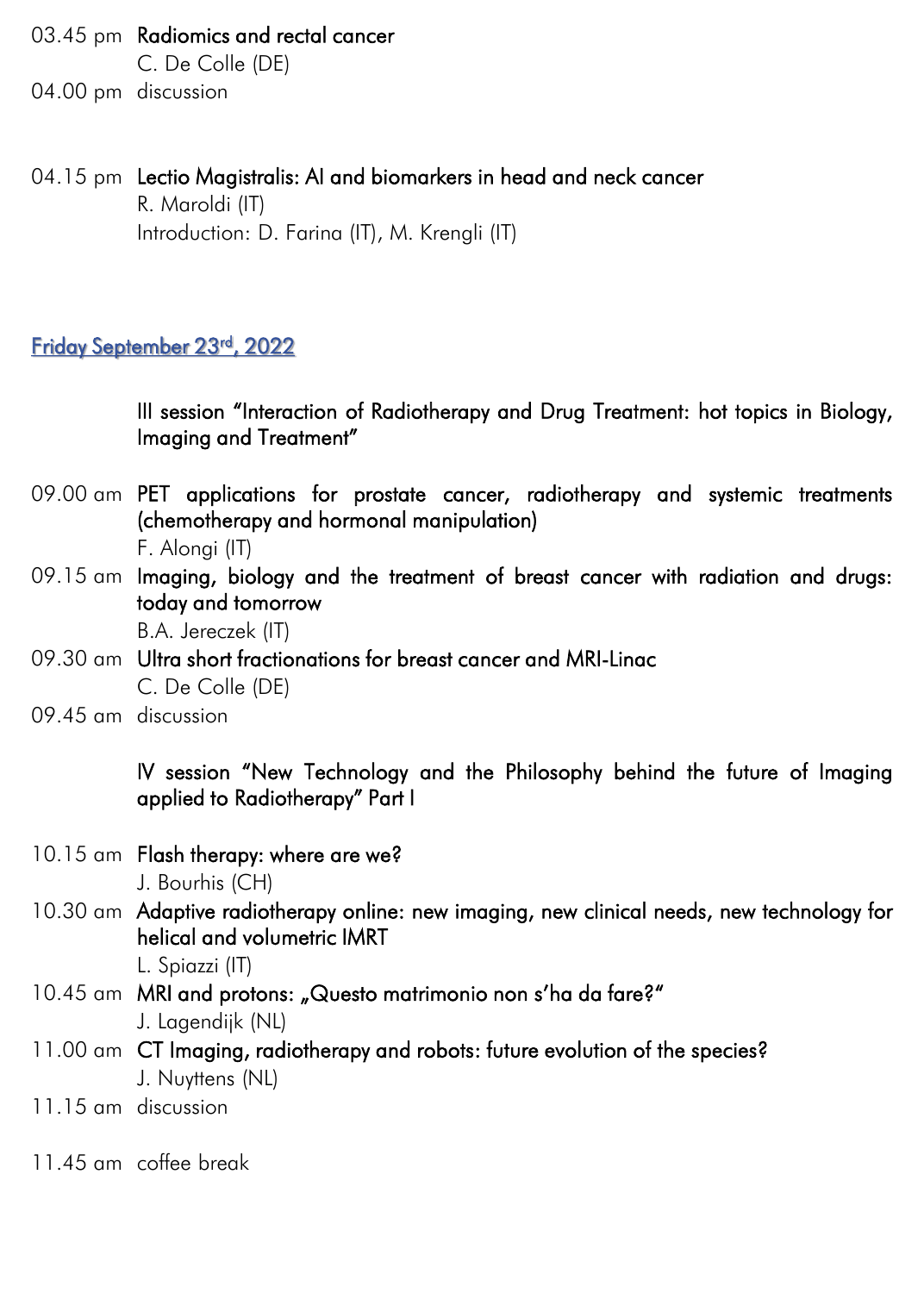03.45 pm **Radiomics and rectal cancer**
C. De Colle (DE)

04.00 pm discussion

04.15 pm **Lectio Magistralis: AI and biomarkers in head and neck cancer**
R. Maroldi (IT)
Introduction: D. Farina (IT), M. Krengli (IT)

## Friday September 23rd, 2022

**III session "Interaction of Radiotherapy and Drug Treatment: hot topics in Biology, Imaging and Treatment"**

09.00 am **PET applications for prostate cancer, radiotherapy and systemic treatments (chemotherapy and hormonal manipulation)**
F. Alongi (IT)

09.15 am **Imaging, biology and the treatment of breast cancer with radiation and drugs: today and tomorrow**
B.A. Jereczek (IT)

09.30 am **Ultra short fractionations for breast cancer and MRI-Linac**
C. De Colle (DE)

09.45 am discussion

**IV session "New Technology and the Philosophy behind the future of Imaging applied to Radiotherapy" Part I**

10.15 am **Flash therapy: where are we?**
J. Bourhis (CH)

10.30 am **Adaptive radiotherapy online: new imaging, new clinical needs, new technology for helical and volumetric IMRT**
L. Spiazzi (IT)

10.45 am **MRI and protons: „Questo matrimonio non s'ha da fare?"**
J. Lagendijk (NL)

11.00 am **CT Imaging, radiotherapy and robots: future evolution of the species?**
J. Nuyttens (NL)

11.15 am discussion

11.45 am coffee break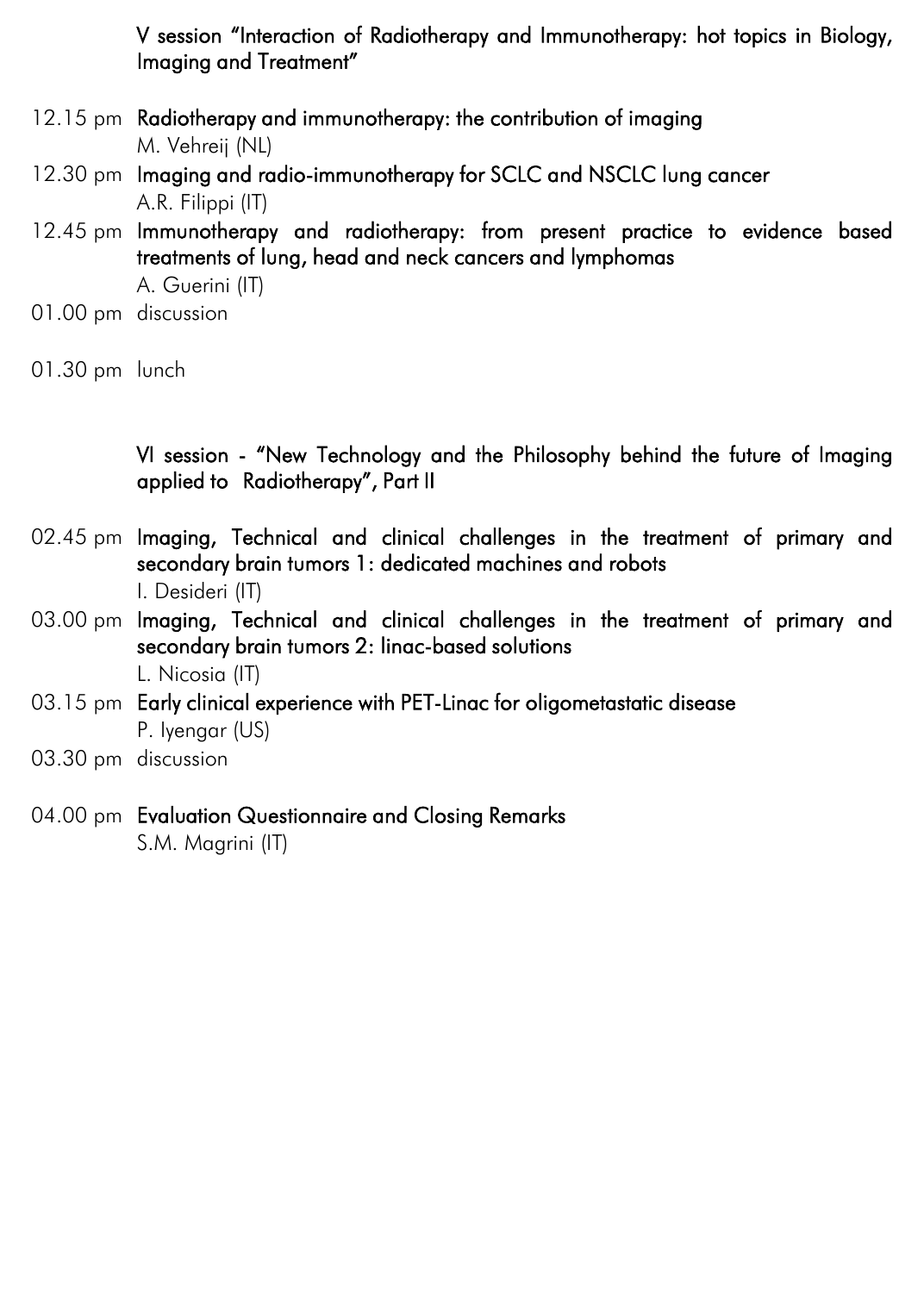## V session "Interaction of Radiotherapy and Immunotherapy: hot topics in Biology, Imaging and Treatment"

12.15 pm **Radiotherapy and immunotherapy: the contribution of imaging**
M. Vehreij (NL)

12.30 pm **Imaging and radio-immunotherapy for SCLC and NSCLC lung cancer**
A.R. Filippi (IT)

12.45 pm **Immunotherapy and radiotherapy: from present practice to evidence based treatments of lung, head and neck cancers and lymphomas**
A. Guerini (IT)

01.00 pm discussion

01.30 pm lunch

## VI session - "New Technology and the Philosophy behind the future of Imaging applied to Radiotherapy", Part II

02.45 pm **Imaging, Technical and clinical challenges in the treatment of primary and secondary brain tumors 1: dedicated machines and robots**
I. Desideri (IT)

03.00 pm **Imaging, Technical and clinical challenges in the treatment of primary and secondary brain tumors 2: linac-based solutions**
L. Nicosia (IT)

03.15 pm **Early clinical experience with PET-Linac for oligometastatic disease**
P. Iyengar (US)

03.30 pm discussion

04.00 pm **Evaluation Questionnaire and Closing Remarks**
S.M. Magrini (IT)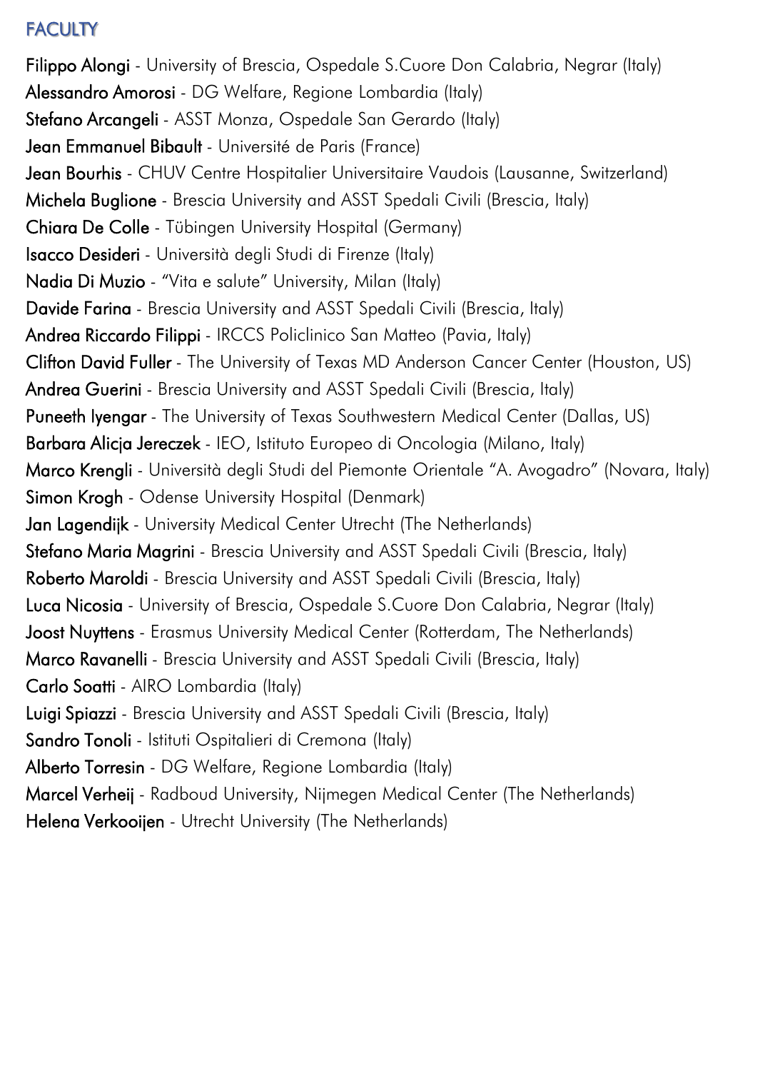## FACULTY

**Filippo Alongi** - University of Brescia, Ospedale S.Cuore Don Calabria, Negrar (Italy)
**Alessandro Amorosi** - DG Welfare, Regione Lombardia (Italy)
**Stefano Arcangeli** - ASST Monza, Ospedale San Gerardo (Italy)
**Jean Emmanuel Bibault** - Université de Paris (France)
**Jean Bourhis** - CHUV Centre Hospitalier Universitaire Vaudois (Lausanne, Switzerland)
**Michela Buglione** - Brescia University and ASST Spedali Civili (Brescia, Italy)
**Chiara De Colle** - Tübingen University Hospital (Germany)
**Isacco Desideri** - Università degli Studi di Firenze (Italy)
**Nadia Di Muzio** - "Vita e salute" University, Milan (Italy)
**Davide Farina** - Brescia University and ASST Spedali Civili (Brescia, Italy)
**Andrea Riccardo Filippi** - IRCCS Policlinico San Matteo (Pavia, Italy)
**Clifton David Fuller** - The University of Texas MD Anderson Cancer Center (Houston, US)
**Andrea Guerini** - Brescia University and ASST Spedali Civili (Brescia, Italy)
**Puneeth Iyengar** - The University of Texas Southwestern Medical Center (Dallas, US)
**Barbara Alicja Jereczek** - IEO, Istituto Europeo di Oncologia (Milano, Italy)
**Marco Krengli** - Università degli Studi del Piemonte Orientale "A. Avogadro" (Novara, Italy)
**Simon Krogh** - Odense University Hospital (Denmark)
**Jan Lagendijk** - University Medical Center Utrecht (The Netherlands)
**Stefano Maria Magrini** - Brescia University and ASST Spedali Civili (Brescia, Italy)
**Roberto Maroldi** - Brescia University and ASST Spedali Civili (Brescia, Italy)
**Luca Nicosia** - University of Brescia, Ospedale S.Cuore Don Calabria, Negrar (Italy)
**Joost Nuyttens** - Erasmus University Medical Center (Rotterdam, The Netherlands)
**Marco Ravanelli** - Brescia University and ASST Spedali Civili (Brescia, Italy)
**Carlo Soatti** - AIRO Lombardia (Italy)
**Luigi Spiazzi** - Brescia University and ASST Spedali Civili (Brescia, Italy)
**Sandro Tonoli** - Istituti Ospitalieri di Cremona (Italy)
**Alberto Torresin** - DG Welfare, Regione Lombardia (Italy)
**Marcel Verheij** - Radboud University, Nijmegen Medical Center (The Netherlands)
**Helena Verkooijen** - Utrecht University (The Netherlands)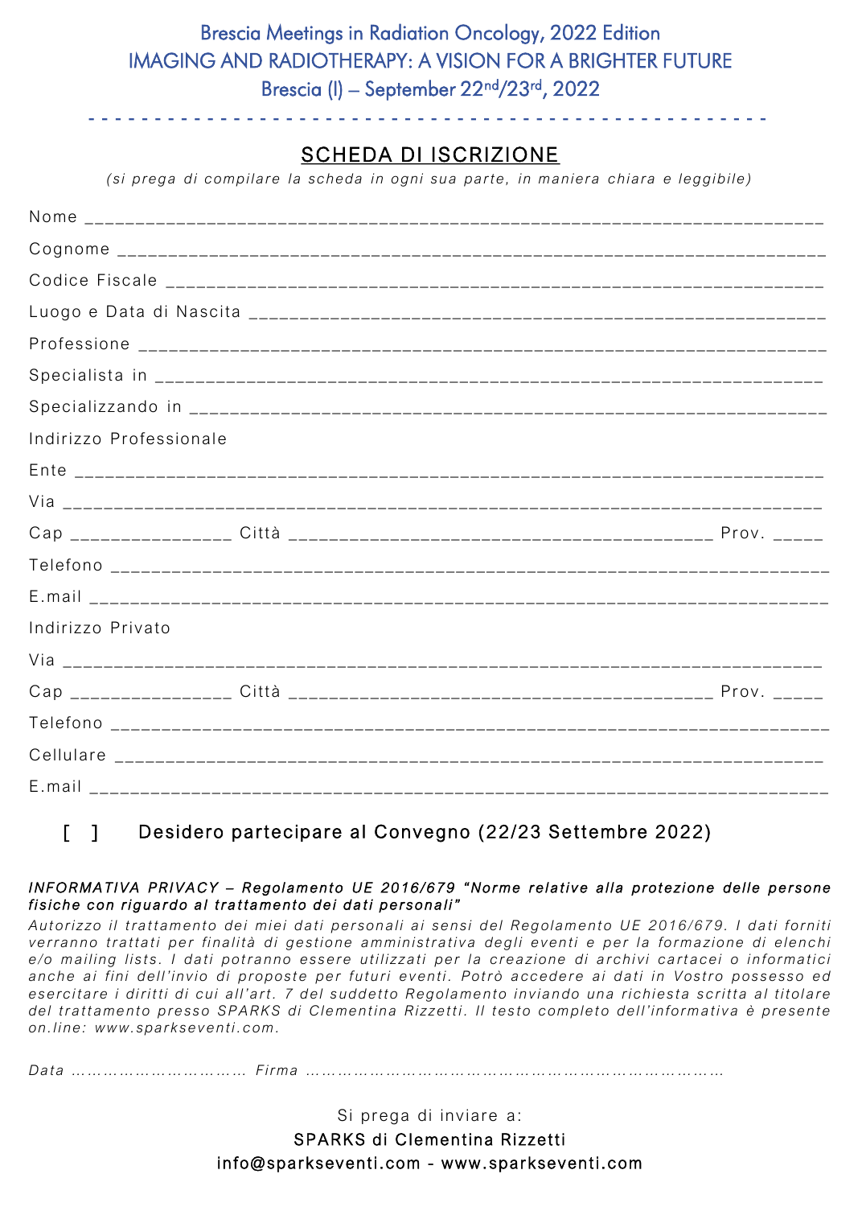Brescia Meetings in Radiation Oncology, 2022 Edition

IMAGING AND RADIOTHERAPY: A VISION FOR A BRIGHTER FUTURE

Brescia (I) – September 22nd/23rd, 2022

- - - - - - - - - - - - - - - - - - - - - - - - - - - - - - - - - - - - - - - - - - - - - - - - - - -

## SCHEDA DI ISCRIZIONE

*(si prega di compilare la scheda in ogni sua parte, in maniera chiara e leggibile)*

Nome ______________________________________________________________________

Cognome ____________________________________________________________________

Codice Fiscale _______________________________________________________________

Luogo e Data di Nascita _______________________________________________________

Professione _________________________________________________________________

Specialista in ________________________________________________________________

Specializzando in _____________________________________________________________

Indirizzo Professionale

Ente _______________________________________________________________________

Via _______________________________________________________________________

Cap ______________ Città ______________________________________ Prov. _____

Telefono ___________________________________________________________________

E.mail _____________________________________________________________________

Indirizzo Privato

Via _______________________________________________________________________

Cap ______________ Città ______________________________________ Prov. _____

Telefono ___________________________________________________________________

Cellulare ___________________________________________________________________

E.mail _____________________________________________________________________

[ ] Desidero partecipare al Convegno (22/23 Settembre 2022)

***INFORMATIVA PRIVACY – Regolamento UE 2016/679 "Norme relative alla protezione delle persone fisiche con riguardo al trattamento dei dati personali"***

*Autorizzo il trattamento dei miei dati personali ai sensi del Regolamento UE 2016/679. I dati forniti verranno trattati per finalità di gestione amministrativa degli eventi e per la formazione di elenchi e/o mailing lists. I dati potranno essere utilizzati per la creazione di archivi cartacei o informatici anche ai fini dell'invio di proposte per futuri eventi. Potrò accedere ai dati in Vostro possesso ed esercitare i diritti di cui all'art. 7 del suddetto Regolamento inviando una richiesta scritta al titolare del trattamento presso SPARKS di Clementina Rizzetti. Il testo completo dell'informativa è presente on.line: www.sparkseventi.com.*

*Data …………………………… Firma ……………………………………………………………………*

Si prega di inviare a:

SPARKS di Clementina Rizzetti

info@sparkseventi.com - www.sparkseventi.com